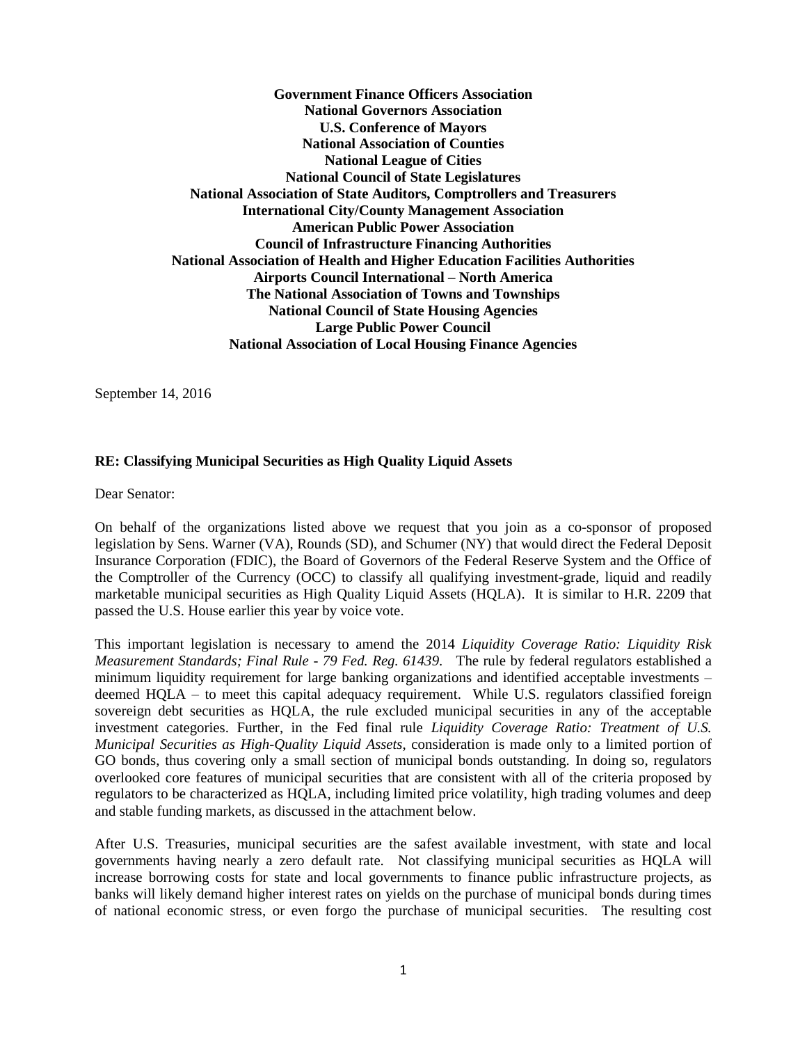**Government Finance Officers Association**
**National Governors Association**
**U.S. Conference of Mayors**
**National Association of Counties**
**National League of Cities**
**National Council of State Legislatures**
**National Association of State Auditors, Comptrollers and Treasurers**
**International City/County Management Association**
**American Public Power Association**
**Council of Infrastructure Financing Authorities**
**National Association of Health and Higher Education Facilities Authorities**
**Airports Council International – North America**
**The National Association of Towns and Townships**
**National Council of State Housing Agencies**
**Large Public Power Council**
**National Association of Local Housing Finance Agencies**

September 14, 2016

**RE: Classifying Municipal Securities as High Quality Liquid Assets**

Dear Senator:

On behalf of the organizations listed above we request that you join as a co-sponsor of proposed legislation by Sens. Warner (VA), Rounds (SD), and Schumer (NY) that would direct the Federal Deposit Insurance Corporation (FDIC), the Board of Governors of the Federal Reserve System and the Office of the Comptroller of the Currency (OCC) to classify all qualifying investment-grade, liquid and readily marketable municipal securities as High Quality Liquid Assets (HQLA). It is similar to H.R. 2209 that passed the U.S. House earlier this year by voice vote.

This important legislation is necessary to amend the 2014 *Liquidity Coverage Ratio: Liquidity Risk Measurement Standards; Final Rule - 79 Fed. Reg. 61439.* The rule by federal regulators established a minimum liquidity requirement for large banking organizations and identified acceptable investments – deemed HQLA – to meet this capital adequacy requirement. While U.S. regulators classified foreign sovereign debt securities as HQLA, the rule excluded municipal securities in any of the acceptable investment categories. Further, in the Fed final rule *Liquidity Coverage Ratio: Treatment of U.S. Municipal Securities as High-Quality Liquid Assets*, consideration is made only to a limited portion of GO bonds, thus covering only a small section of municipal bonds outstanding. In doing so, regulators overlooked core features of municipal securities that are consistent with all of the criteria proposed by regulators to be characterized as HQLA, including limited price volatility, high trading volumes and deep and stable funding markets, as discussed in the attachment below.

After U.S. Treasuries, municipal securities are the safest available investment, with state and local governments having nearly a zero default rate. Not classifying municipal securities as HQLA will increase borrowing costs for state and local governments to finance public infrastructure projects, as banks will likely demand higher interest rates on yields on the purchase of municipal bonds during times of national economic stress, or even forgo the purchase of municipal securities. The resulting cost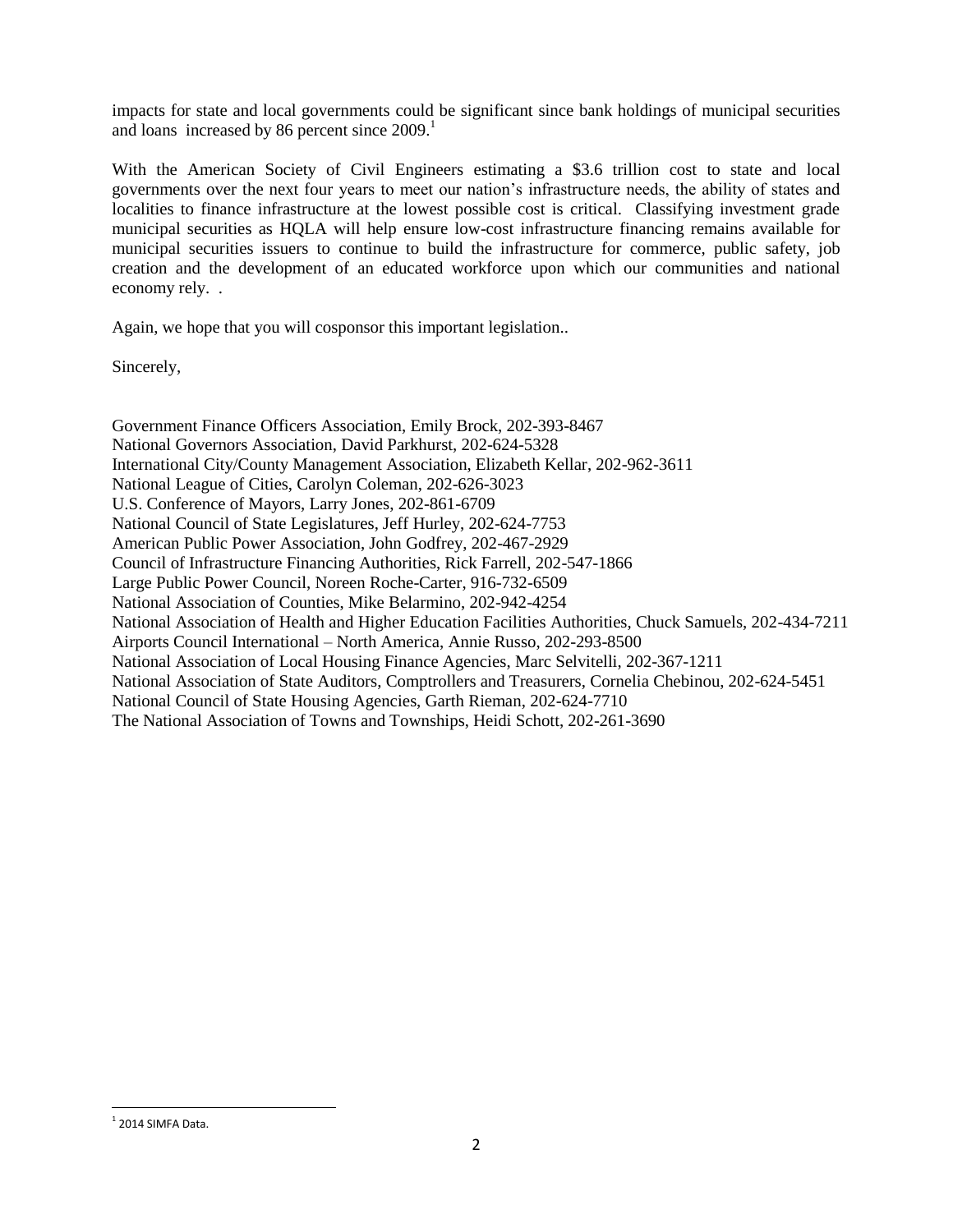impacts for state and local governments could be significant since bank holdings of municipal securities and loans increased by 86 percent since 2009.[1]

With the American Society of Civil Engineers estimating a $3.6 trillion cost to state and local governments over the next four years to meet our nation's infrastructure needs, the ability of states and localities to finance infrastructure at the lowest possible cost is critical. Classifying investment grade municipal securities as HQLA will help ensure low-cost infrastructure financing remains available for municipal securities issuers to continue to build the infrastructure for commerce, public safety, job creation and the development of an educated workforce upon which our communities and national economy rely. .

Again, we hope that you will cosponsor this important legislation..

Sincerely,

Government Finance Officers Association, Emily Brock, 202-393-8467
National Governors Association, David Parkhurst, 202-624-5328
International City/County Management Association, Elizabeth Kellar, 202-962-3611
National League of Cities, Carolyn Coleman, 202-626-3023
U.S. Conference of Mayors, Larry Jones, 202-861-6709
National Council of State Legislatures, Jeff Hurley, 202-624-7753
American Public Power Association, John Godfrey, 202-467-2929
Council of Infrastructure Financing Authorities, Rick Farrell, 202-547-1866
Large Public Power Council, Noreen Roche-Carter, 916-732-6509
National Association of Counties, Mike Belarmino, 202-942-4254
National Association of Health and Higher Education Facilities Authorities, Chuck Samuels, 202-434-7211
Airports Council International – North America, Annie Russo, 202-293-8500
National Association of Local Housing Finance Agencies, Marc Selvitelli, 202-367-1211
National Association of State Auditors, Comptrollers and Treasurers, Cornelia Chebinou, 202-624-5451
National Council of State Housing Agencies, Garth Rieman, 202-624-7710
The National Association of Towns and Townships, Heidi Schott, 202-261-3690

[1] 2014 SIMFA Data.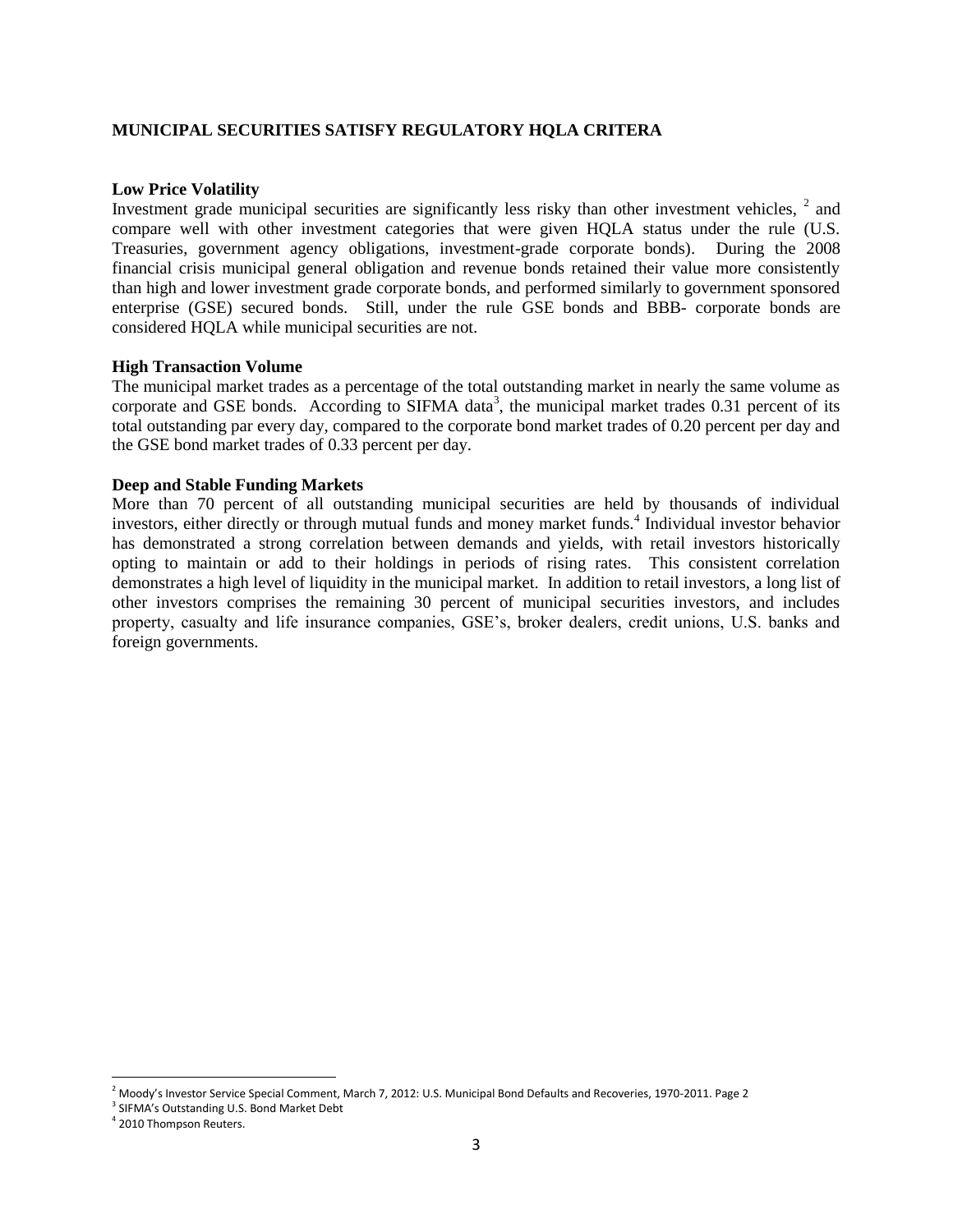**MUNICIPAL SECURITIES SATISFY REGULATORY HQLA CRITERA**

**Low Price Volatility**

Investment grade municipal securities are significantly less risky than other investment vehicles, [2] and compare well with other investment categories that were given HQLA status under the rule (U.S. Treasuries, government agency obligations, investment-grade corporate bonds). During the 2008 financial crisis municipal general obligation and revenue bonds retained their value more consistently than high and lower investment grade corporate bonds, and performed similarly to government sponsored enterprise (GSE) secured bonds. Still, under the rule GSE bonds and BBB- corporate bonds are considered HQLA while municipal securities are not.

**High Transaction Volume**

The municipal market trades as a percentage of the total outstanding market in nearly the same volume as corporate and GSE bonds. According to SIFMA data[3], the municipal market trades 0.31 percent of its total outstanding par every day, compared to the corporate bond market trades of 0.20 percent per day and the GSE bond market trades of 0.33 percent per day.

**Deep and Stable Funding Markets**

More than 70 percent of all outstanding municipal securities are held by thousands of individual investors, either directly or through mutual funds and money market funds.[4] Individual investor behavior has demonstrated a strong correlation between demands and yields, with retail investors historically opting to maintain or add to their holdings in periods of rising rates. This consistent correlation demonstrates a high level of liquidity in the municipal market. In addition to retail investors, a long list of other investors comprises the remaining 30 percent of municipal securities investors, and includes property, casualty and life insurance companies, GSE's, broker dealers, credit unions, U.S. banks and foreign governments.

---

[2] Moody's Investor Service Special Comment, March 7, 2012: U.S. Municipal Bond Defaults and Recoveries, 1970-2011. Page 2

[3] SIFMA's Outstanding U.S. Bond Market Debt

[4] 2010 Thompson Reuters.